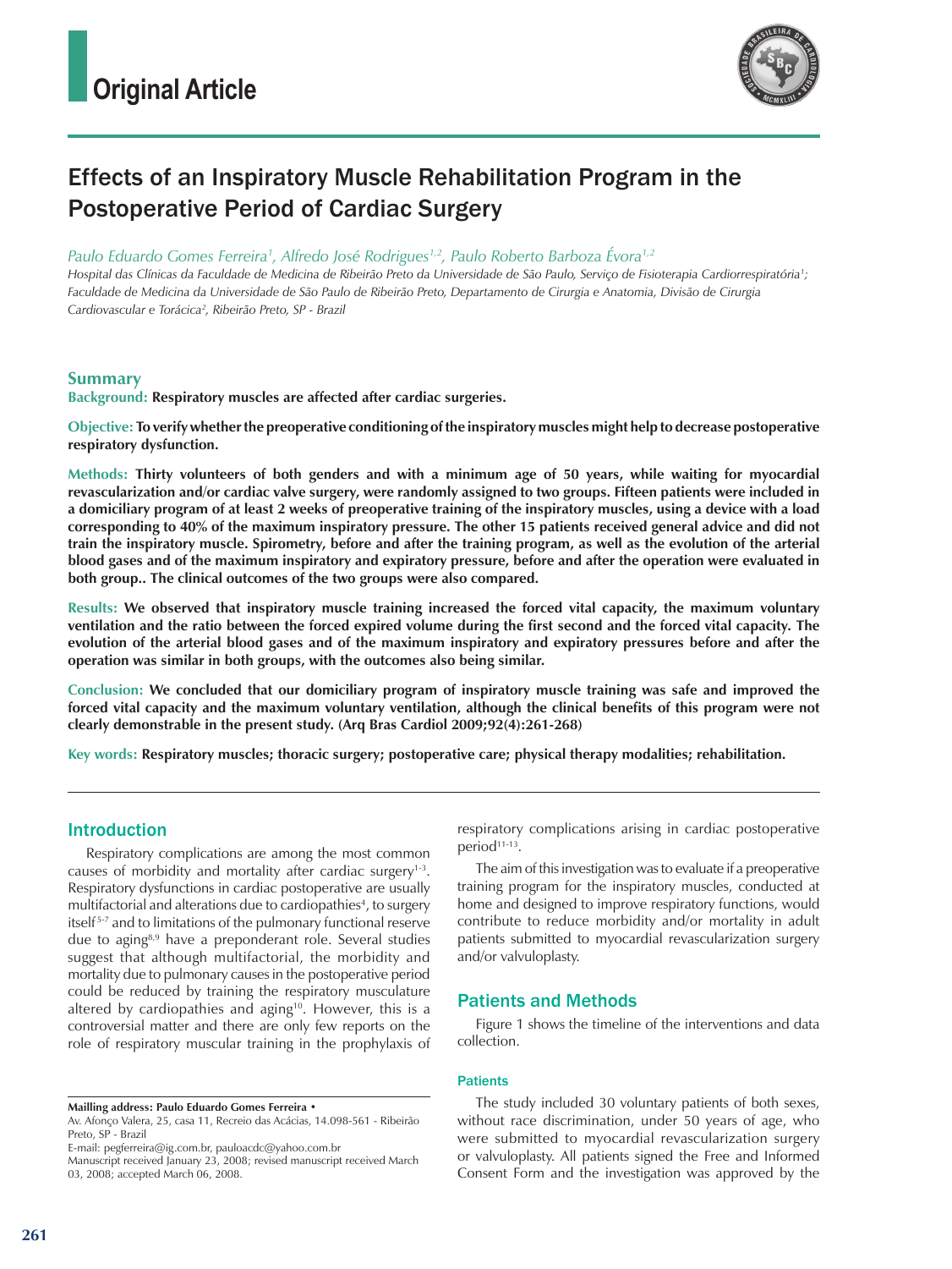# Original Article

## Effects of an Inspiratory Muscle Rehabilitation Program in the Postoperative Period of Cardiac Surgery

*Paulo Eduardo Gomes Ferreira[1], Alfredo José Rodrigues[1,2], Paulo Roberto Barboza Évora[1,2]*

*Hospital das Clínicas da Faculdade de Medicina de Ribeirão Preto da Universidade de São Paulo, Serviço de Fisioterapia Cardiorrespiratória[1]; Faculdade de Medicina da Universidade de São Paulo de Ribeirão Preto, Departamento de Cirurgia e Anatomia, Divisão de Cirurgia Cardiovascular e Torácica[2], Ribeirão Preto, SP - Brazil*

### Summary

**Background:** **Respiratory muscles are affected after cardiac surgeries.**

**Objective:** **To verify whether the preoperative conditioning of the inspiratory muscles might help to decrease postoperative respiratory dysfunction.**

**Methods:** **Thirty volunteers of both genders and with a minimum age of 50 years, while waiting for myocardial revascularization and/or cardiac valve surgery, were randomly assigned to two groups. Fifteen patients were included in a domiciliary program of at least 2 weeks of preoperative training of the inspiratory muscles, using a device with a load corresponding to 40% of the maximum inspiratory pressure. The other 15 patients received general advice and did not train the inspiratory muscle. Spirometry, before and after the training program, as well as the evolution of the arterial blood gases and of the maximum inspiratory and expiratory pressure, before and after the operation were evaluated in both group.. The clinical outcomes of the two groups were also compared.**

**Results:** **We observed that inspiratory muscle training increased the forced vital capacity, the maximum voluntary ventilation and the ratio between the forced expired volume during the first second and the forced vital capacity. The evolution of the arterial blood gases and of the maximum inspiratory and expiratory pressures before and after the operation was similar in both groups, with the outcomes also being similar.**

**Conclusion:** **We concluded that our domiciliary program of inspiratory muscle training was safe and improved the forced vital capacity and the maximum voluntary ventilation, although the clinical benefits of this program were not clearly demonstrable in the present study. (Arq Bras Cardiol 2009;92(4):261-268)**

**Key words:** **Respiratory muscles; thoracic surgery; postoperative care; physical therapy modalities; rehabilitation.**

## Introduction

Respiratory complications are among the most common causes of morbidity and mortality after cardiac surgery[1-3]. Respiratory dysfunctions in cardiac postoperative are usually multifactorial and alterations due to cardiopathies[4], to surgery itself[5-7] and to limitations of the pulmonary functional reserve due to aging[8,9] have a preponderant role. Several studies suggest that although multifactorial, the morbidity and mortality due to pulmonary causes in the postoperative period could be reduced by training the respiratory musculature altered by cardiopathies and aging[10]. However, this is a controversial matter and there are only few reports on the role of respiratory muscular training in the prophylaxis of respiratory complications arising in cardiac postoperative period[11-13].

The aim of this investigation was to evaluate if a preoperative training program for the inspiratory muscles, conducted at home and designed to improve respiratory functions, would contribute to reduce morbidity and/or mortality in adult patients submitted to myocardial revascularization surgery and/or valvuloplasty.

## Patients and Methods

Figure 1 shows the timeline of the interventions and data collection.

### Patients

The study included 30 voluntary patients of both sexes, without race discrimination, under 50 years of age, who were submitted to myocardial revascularization surgery or valvuloplasty. All patients signed the Free and Informed Consent Form and the investigation was approved by the

---

**Mailling address: Paulo Eduardo Gomes Ferreira •**
Av. Afonço Valera, 25, casa 11, Recreio das Acácias, 14.098-561 - Ribeirão Preto, SP - Brazil
E-mail: pegferreira@ig.com.br, pauloacdc@yahoo.com.br
Manuscript received January 23, 2008; revised manuscript received March 03, 2008; accepted March 06, 2008.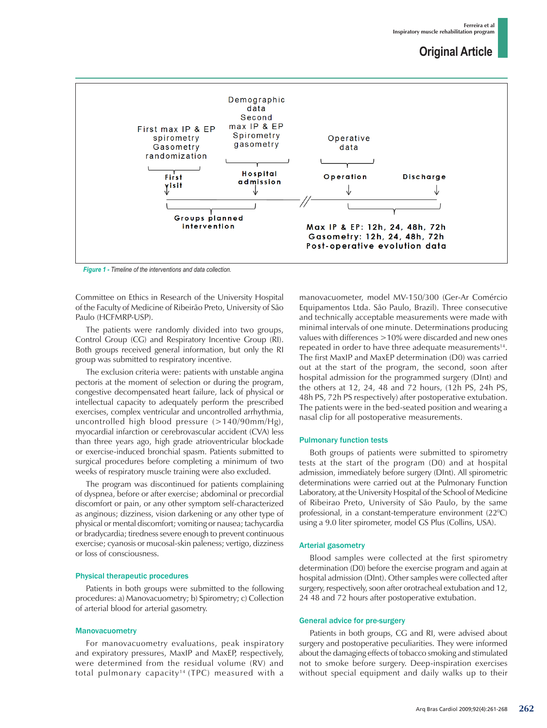First max IP & EP
spirometry
Gasometry
randomization

Demographic data
Second max IP & EP
Spirometry
gasometry

Operative data

First visit

Hospital admission

Operation

Discharge

Groups planned intervention

Max IP & EP: 12h, 24, 48h, 72h
Gasometry: 12h, 24, 48h, 72h
Post-operative evolution data

*Figure 1 - Timeline of the interventions and data collection.*

Committee on Ethics in Research of the University Hospital of the Faculty of Medicine of Ribeirão Preto, University of São Paulo (HCFMRP-USP).

The patients were randomly divided into two groups, Control Group (CG) and Respiratory Incentive Group (RI). Both groups received general information, but only the RI group was submitted to respiratory incentive.

The exclusion criteria were: patients with unstable angina pectoris at the moment of selection or during the program, congestive decompensated heart failure, lack of physical or intellectual capacity to adequately perform the prescribed exercises, complex ventricular and uncontrolled arrhythmia, uncontrolled high blood pressure (>140/90mm/Hg), myocardial infarction or cerebrovascular accident (CVA) less than three years ago, high grade atrioventricular blockade or exercise-induced bronchial spasm. Patients submitted to surgical procedures before completing a minimum of two weeks of respiratory muscle training were also excluded.

The program was discontinued for patients complaining of dyspnea, before or after exercise; abdominal or precordial discomfort or pain, or any other symptom self-characterized as anginous; dizziness, vision darkening or any other type of physical or mental discomfort; vomiting or nausea; tachycardia or bradycardia; tiredness severe enough to prevent continuous exercise; cyanosis or mucosal-skin paleness; vertigo, dizziness or loss of consciousness.

## Physical therapeutic procedures

Patients in both groups were submitted to the following procedures: a) Manovacuometry; b) Spirometry; c) Collection of arterial blood for arterial gasometry.

## Manovacuometry

For manovacuometry evaluations, peak inspiratory and expiratory pressures, MaxIP and MaxEP, respectively, were determined from the residual volume (RV) and total pulmonary capacity[14] (TPC) measured with a manovacuometer, model MV-150/300 (Ger-Ar Comércio Equipamentos Ltda. São Paulo, Brazil). Three consecutive and technically acceptable measurements were made with minimal intervals of one minute. Determinations producing values with differences >10% were discarded and new ones repeated in order to have three adequate measurements[14]. The first MaxIP and MaxEP determination (D0) was carried out at the start of the program, the second, soon after hospital admission for the programmed surgery (DInt) and the others at 12, 24, 48 and 72 hours, (12h PS, 24h PS, 48h PS, 72h PS respectively) after postoperative extubation. The patients were in the bed-seated position and wearing a nasal clip for all postoperative measurements.

## Pulmonary function tests

Both groups of patients were submitted to spirometry tests at the start of the program (D0) and at hospital admission, immediately before surgery (DInt). All spirometric determinations were carried out at the Pulmonary Function Laboratory, at the University Hospital of the School of Medicine of Ribeirao Preto, University of São Paulo, by the same professional, in a constant-temperature environment (22$^{0}$C) using a 9.0 liter spirometer, model GS Plus (Collins, USA).

## Arterial gasometry

Blood samples were collected at the first spirometry determination (D0) before the exercise program and again at hospital admission (DInt). Other samples were collected after surgery, soon after orotracheal extubation and 12, 24 48 and 72 hours after postoperative extubation.

## General advice for pre-surgery

Patients in both groups, CG and RI, were advised about surgery and postoperative peculiarities. They were informed about the damaging effects of tobacco smoking and stimulated not to smoke before surgery. Deep-inspiration exercises without special equipment and daily walks up to their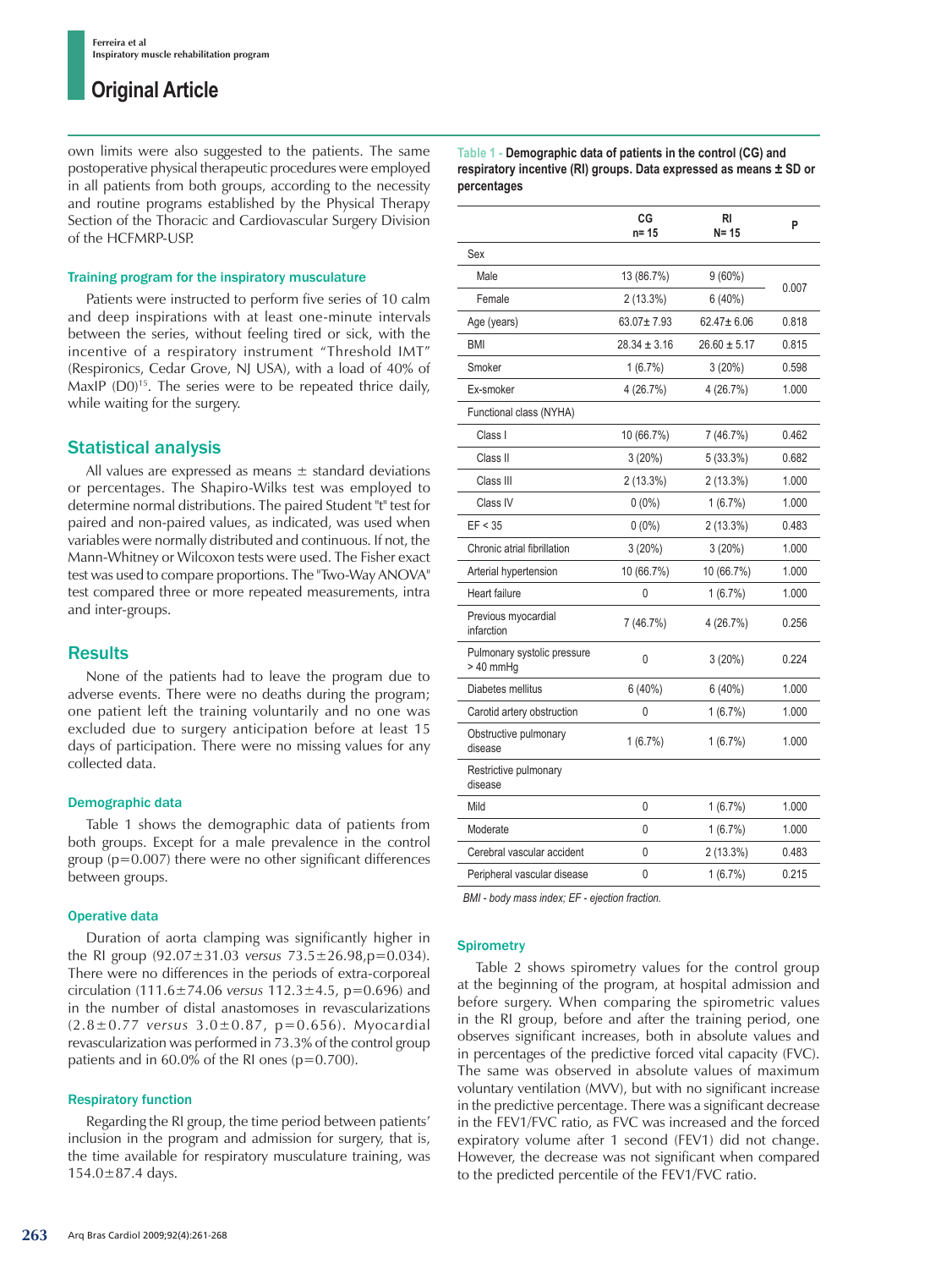own limits were also suggested to the patients. The same postoperative physical therapeutic procedures were employed in all patients from both groups, according to the necessity and routine programs established by the Physical Therapy Section of the Thoracic and Cardiovascular Surgery Division of the HCFMRP-USP.

### Training program for the inspiratory musculature

Patients were instructed to perform five series of 10 calm and deep inspirations with at least one-minute intervals between the series, without feeling tired or sick, with the incentive of a respiratory instrument "Threshold IMT" (Respironics, Cedar Grove, NJ USA), with a load of 40% of MaxIP (D0)[15]. The series were to be repeated thrice daily, while waiting for the surgery.

## Statistical analysis

All values are expressed as means ± standard deviations or percentages. The Shapiro-Wilks test was employed to determine normal distributions. The paired Student "t" test for paired and non-paired values, as indicated, was used when variables were normally distributed and continuous. If not, the Mann-Whitney or Wilcoxon tests were used. The Fisher exact test was used to compare proportions. The "Two-Way ANOVA" test compared three or more repeated measurements, intra and inter-groups.

## Results

None of the patients had to leave the program due to adverse events. There were no deaths during the program; one patient left the training voluntarily and no one was excluded due to surgery anticipation before at least 15 days of participation. There were no missing values for any collected data.

### Demographic data

Table 1 shows the demographic data of patients from both groups. Except for a male prevalence in the control group (p=0.007) there were no other significant differences between groups.

### Operative data

Duration of aorta clamping was significantly higher in the RI group (92.07±31.03 *versus* 73.5±26.98,p=0.034). There were no differences in the periods of extra-corporeal circulation (111.6±74.06 *versus* 112.3±4.5, p=0.696) and in the number of distal anastomoses in revascularizations (2.8±0.77 *versus* 3.0±0.87, p=0.656). Myocardial revascularization was performed in 73.3% of the control group patients and in 60.0% of the RI ones (p=0.700).

### Respiratory function

Regarding the RI group, the time period between patients' inclusion in the program and admission for surgery, that is, the time available for respiratory musculature training, was 154.0±87.4 days.

**Table 1 - Demographic data of patients in the control (CG) and respiratory incentive (RI) groups. Data expressed as means ± SD or percentages**

| | CG n= 15 | RI N= 15 | P |
|---|---|---|---|
| Sex | | | |
| Male | 13 (86.7%) | 9 (60%) | 0.007 |
| Female | 2 (13.3%) | 6 (40%) | |
| Age (years) | 63.07± 7.93 | 62.47± 6.06 | 0.818 |
| BMI | 28.34 ± 3.16 | 26.60 ± 5.17 | 0.815 |
| Smoker | 1 (6.7%) | 3 (20%) | 0.598 |
| Ex-smoker | 4 (26.7%) | 4 (26.7%) | 1.000 |
| Functional class (NYHA) | | | |
| Class I | 10 (66.7%) | 7 (46.7%) | 0.462 |
| Class II | 3 (20%) | 5 (33.3%) | 0.682 |
| Class III | 2 (13.3%) | 2 (13.3%) | 1.000 |
| Class IV | 0 (0%) | 1 (6.7%) | 1.000 |
| EF < 35 | 0 (0%) | 2 (13.3%) | 0.483 |
| Chronic atrial fibrillation | 3 (20%) | 3 (20%) | 1.000 |
| Arterial hypertension | 10 (66.7%) | 10 (66.7%) | 1.000 |
| Heart failure | 0 | 1 (6.7%) | 1.000 |
| Previous myocardial infarction | 7 (46.7%) | 4 (26.7%) | 0.256 |
| Pulmonary systolic pressure > 40 mmHg | 0 | 3 (20%) | 0.224 |
| Diabetes mellitus | 6 (40%) | 6 (40%) | 1.000 |
| Carotid artery obstruction | 0 | 1 (6.7%) | 1.000 |
| Obstructive pulmonary disease | 1 (6.7%) | 1 (6.7%) | 1.000 |
| Restrictive pulmonary disease | | | |
| Mild | 0 | 1 (6.7%) | 1.000 |
| Moderate | 0 | 1 (6.7%) | 1.000 |
| Cerebral vascular accident | 0 | 2 (13.3%) | 0.483 |
| Peripheral vascular disease | 0 | 1 (6.7%) | 0.215 |

*BMI - body mass index; EF - ejection fraction.*

### Spirometry

Table 2 shows spirometry values for the control group at the beginning of the program, at hospital admission and before surgery. When comparing the spirometric values in the RI group, before and after the training period, one observes significant increases, both in absolute values and in percentages of the predictive forced vital capacity (FVC). The same was observed in absolute values of maximum voluntary ventilation (MVV), but with no significant increase in the predictive percentage. There was a significant decrease in the FEV1/FVC ratio, as FVC was increased and the forced expiratory volume after 1 second (FEV1) did not change. However, the decrease was not significant when compared to the predicted percentile of the FEV1/FVC ratio.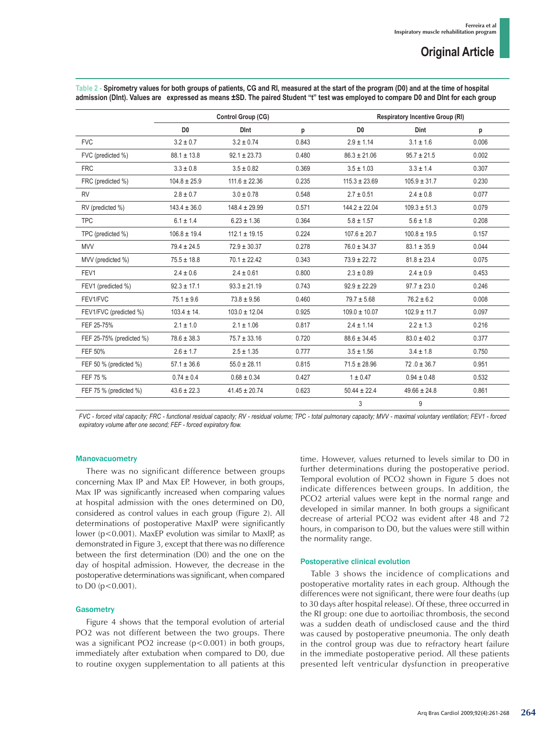**Table 2 - Spirometry values for both groups of patients, CG and RI, measured at the start of the program (D0) and at the time of hospital admission (DInt). Values are expressed as means ±SD. The paired Student "t" test was employed to compare D0 and DInt for each group**

| | Control Group (CG) | | | Respiratory Incentive Group (RI) | | |
|---|---|---|---|---|---|---|
| | D0 | DInt | p | D0 | Dint | p |
| FVC | 3.2 ± 0.7 | 3.2 ± 0.74 | 0.843 | 2.9 ± 1.14 | 3.1 ± 1.6 | 0.006 |
| FVC (predicted %) | 88.1 ± 13.8 | 92.1 ± 23.73 | 0.480 | 86.3 ± 21.06 | 95.7 ± 21.5 | 0.002 |
| FRC | 3.3 ± 0.8 | 3.5 ± 0.82 | 0.369 | 3.5 ± 1.03 | 3.3 ± 1.4 | 0.307 |
| FRC (predicted %) | 104.8 ± 25.9 | 111.6 ± 22.36 | 0.235 | 115.3 ± 23.69 | 105.9 ± 31.7 | 0.230 |
| RV | 2.8 ± 0.7 | 3.0 ± 0.78 | 0.548 | 2.7 ± 0.51 | 2.4 ± 0.8 | 0.077 |
| RV (predicted %) | 143.4 ± 36.0 | 148.4 ± 29.99 | 0.571 | 144.2 ± 22.04 | 109.3 ± 51.3 | 0.079 |
| TPC | 6.1 ± 1.4 | 6.23 ± 1.36 | 0.364 | 5.8 ± 1.57 | 5.6 ± 1.8 | 0.208 |
| TPC (predicted %) | 106.8 ± 19.4 | 112.1 ± 19.15 | 0.224 | 107.6 ± 20.7 | 100.8 ± 19.5 | 0.157 |
| MVV | 79.4 ± 24.5 | 72.9 ± 30.37 | 0.278 | 76.0 ± 34.37 | 83.1 ± 35.9 | 0.044 |
| MVV (predicted %) | 75.5 ± 18.8 | 70.1 ± 22.42 | 0.343 | 73.9 ± 22.72 | 81.8 ± 23.4 | 0.075 |
| FEV1 | 2.4 ± 0.6 | 2.4 ± 0.61 | 0.800 | 2.3 ± 0.89 | 2.4 ± 0.9 | 0.453 |
| FEV1 (predicted %) | 92.3 ± 17.1 | 93.3 ± 21.19 | 0.743 | 92.9 ± 22.29 | 97.7 ± 23.0 | 0.246 |
| FEV1/FVC | 75.1 ± 9.6 | 73.8 ± 9.56 | 0.460 | 79.7 ± 5.68 | 76.2 ± 6.2 | 0.008 |
| FEV1/FVC (predicted %) | 103.4 ± 14. | 103.0 ± 12.04 | 0.925 | 109.0 ± 10.07 | 102.9 ± 11.7 | 0.097 |
| FEF 25-75% | 2.1 ± 1.0 | 2.1 ± 1.06 | 0.817 | 2.4 ± 1.14 | 2.2 ± 1.3 | 0.216 |
| FEF 25-75% (predicted %) | 78.6 ± 38.3 | 75.7 ± 33.16 | 0.720 | 88.6 ± 34.45 | 83.0 ± 40.2 | 0.377 |
| FEF 50% | 2.6 ± 1.7 | 2.5 ± 1.35 | 0.777 | 3.5 ± 1.56 | 3.4 ± 1.8 | 0.750 |
| FEF 50 % (predicted %) | 57.1 ± 36.6 | 55.0 ± 28.11 | 0.815 | 71.5 ± 28.96 | 72 .0 ± 36.7 | 0.951 |
| FEF 75 % | 0.74 ± 0.4 | 0.68 ± 0.34 | 0.427 | 1 ± 0.47 | 0.94 ± 0.48 | 0.532 |
| FEF 75 % (predicted %) | 43.6 ± 22.3 | 41.45 ± 20.74 | 0.623 | 50.44 ± 22.4 | 49.66 ± 24.8 | 0.861 |
| | | | | 3 | 9 | |

*FVC - forced vital capacity; FRC - functional residual capacity; RV - residual volume; TPC - total pulmonary capacity; MVV - maximal voluntary ventilation; FEV1 - forced expiratory volume after one second; FEF - forced expiratory flow.*

### Manovacuometry

There was no significant difference between groups concerning Max IP and Max EP. However, in both groups, Max IP was significantly increased when comparing values at hospital admission with the ones determined on D0, considered as control values in each group (Figure 2). All determinations of postoperative MaxIP were significantly lower ($p<0.001$). MaxEP evolution was similar to MaxIP, as demonstrated in Figure 3, except that there was no difference between the first determination (D0) and the one on the day of hospital admission. However, the decrease in the postoperative determinations was significant, when compared to D0 ($p<0.001$).

### Gasometry

Figure 4 shows that the temporal evolution of arterial PO2 was not different between the two groups. There was a significant PO2 increase ($p<0.001$) in both groups, immediately after extubation when compared to D0, due to routine oxygen supplementation to all patients at this time. However, values returned to levels similar to D0 in further determinations during the postoperative period. Temporal evolution of PCO2 shown in Figure 5 does not indicate differences between groups. In addition, the PCO2 arterial values were kept in the normal range and developed in similar manner. In both groups a significant decrease of arterial PCO2 was evident after 48 and 72 hours, in comparison to D0, but the values were still within the normality range.

### Postoperative clinical evolution

Table 3 shows the incidence of complications and postoperative mortality rates in each group. Although the differences were not significant, there were four deaths (up to 30 days after hospital release). Of these, three occurred in the RI group: one due to aortoiliac thrombosis, the second was a sudden death of undisclosed cause and the third was caused by postoperative pneumonia. The only death in the control group was due to refractory heart failure in the immediate postoperative period. All these patients presented left ventricular dysfunction in preoperative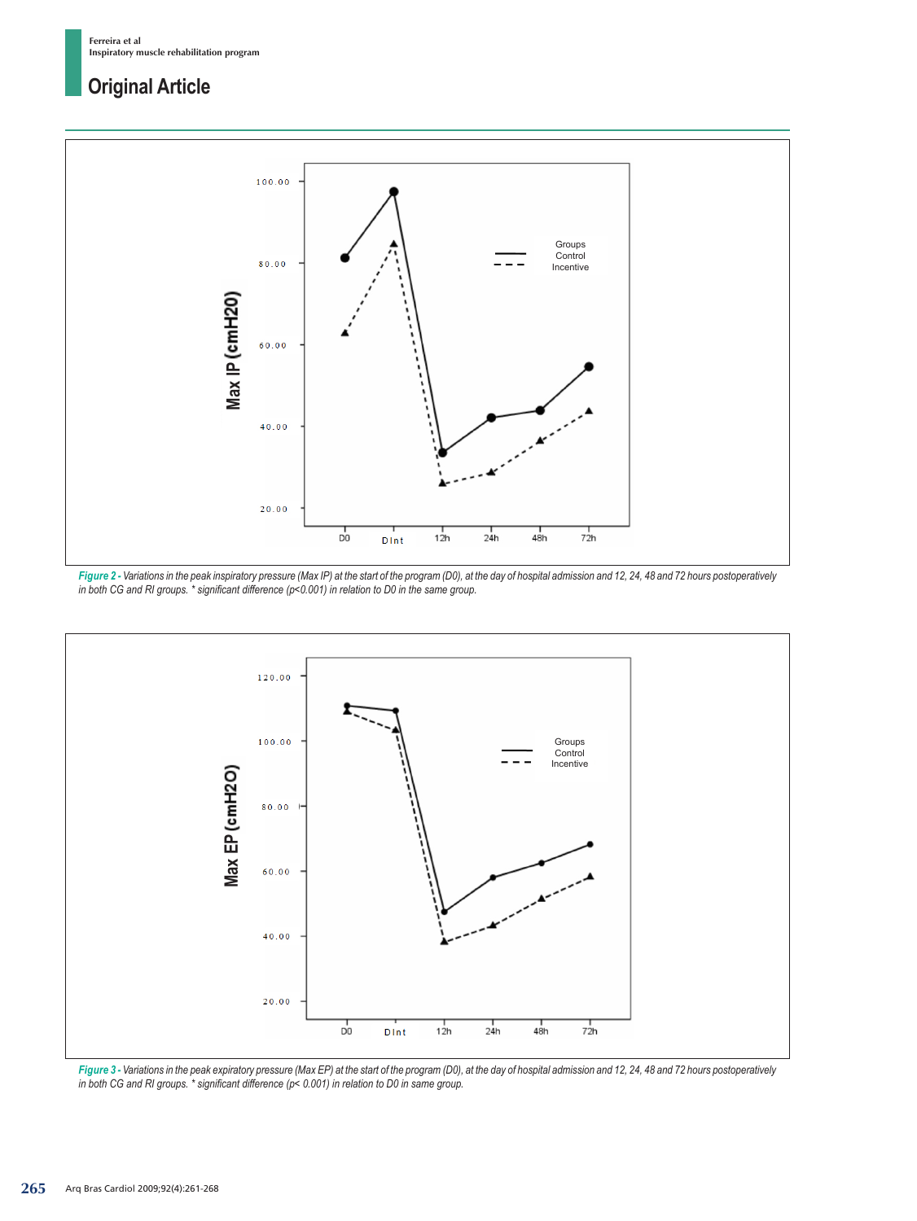Figure 2 - Variations in the peak inspiratory pressure (Max IP) at the start of the program (D0), at the day of hospital admission and 12, 24, 48 and 72 hours postoperatively in both CG and RI groups. * significant difference (p<0.001) in relation to D0 in the same group.

Figure 3 - Variations in the peak expiratory pressure (Max EP) at the start of the program (D0), at the day of hospital admission and 12, 24, 48 and 72 hours postoperatively in both CG and RI groups. * significant difference (p< 0.001) in relation to D0 in same group.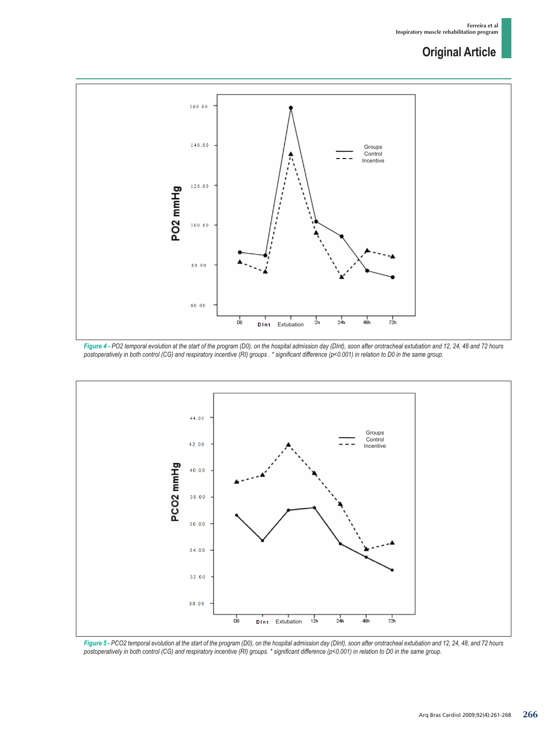*Figure 4 - PO2 temporal evolution at the start of the program (D0), on the hospital admission day (DInt), soon after orotracheal extubation and 12, 24, 48 and 72 hours postoperatively in both control (CG) and respiratory incentive (RI) groups . * significant difference (p<0.001) in relation to D0 in the same group.*

*Figure 5 - PCO2 temporal evolution at the start of the program (D0), on the hospital admission day (DInt), soon after orotracheal extubation and 12, 24, 48, and 72 hours postoperatively in both control (CG) and respiratory incentive (RI) groups. * significant difference (p<0.001) in relation to D0 in the same group.*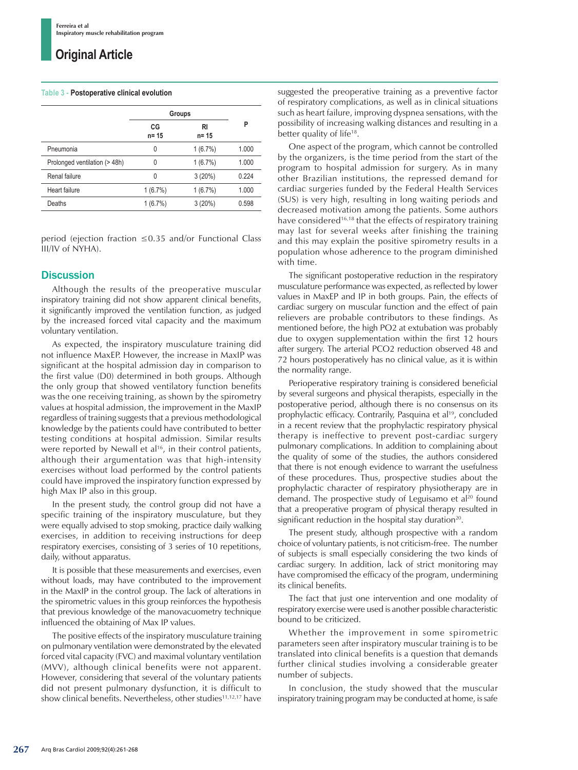## Original Article

Table 3 - **Postoperative clinical evolution**

| | Groups | | P |
|---|---|---|---|
| | CG n= 15 | RI n= 15 | |
| Pneumonia | 0 | 1 (6.7%) | 1.000 |
| Prolonged ventilation (> 48h) | 0 | 1 (6.7%) | 1.000 |
| Renal failure | 0 | 3 (20%) | 0.224 |
| Heart failure | 1 (6.7%) | 1 (6.7%) | 1.000 |
| Deaths | 1 (6.7%) | 3 (20%) | 0.598 |

period (ejection fraction ≤0.35 and/or Functional Class III/IV of NYHA).

## Discussion

Although the results of the preoperative muscular inspiratory training did not show apparent clinical benefits, it significantly improved the ventilation function, as judged by the increased forced vital capacity and the maximum voluntary ventilation.

As expected, the inspiratory musculature training did not influence MaxEP. However, the increase in MaxIP was significant at the hospital admission day in comparison to the first value (D0) determined in both groups. Although the only group that showed ventilatory function benefits was the one receiving training, as shown by the spirometry values at hospital admission, the improvement in the MaxIP regardless of training suggests that a previous methodological knowledge by the patients could have contributed to better testing conditions at hospital admission. Similar results were reported by Newall et al[16], in their control patients, although their argumentation was that high-intensity exercises without load performed by the control patients could have improved the inspiratory function expressed by high Max IP also in this group.

In the present study, the control group did not have a specific training of the inspiratory musculature, but they were equally advised to stop smoking, practice daily walking exercises, in addition to receiving instructions for deep respiratory exercises, consisting of 3 series of 10 repetitions, daily, without apparatus.

It is possible that these measurements and exercises, even without loads, may have contributed to the improvement in the MaxIP in the control group. The lack of alterations in the spirometric values in this group reinforces the hypothesis that previous knowledge of the manovacuometry technique influenced the obtaining of Max IP values.

The positive effects of the inspiratory musculature training on pulmonary ventilation were demonstrated by the elevated forced vital capacity (FVC) and maximal voluntary ventilation (MVV), although clinical benefits were not apparent. However, considering that several of the voluntary patients did not present pulmonary dysfunction, it is difficult to show clinical benefits. Nevertheless, other studies[11,12,17] have suggested the preoperative training as a preventive factor of respiratory complications, as well as in clinical situations such as heart failure, improving dyspnea sensations, with the possibility of increasing walking distances and resulting in a better quality of life[18].

One aspect of the program, which cannot be controlled by the organizers, is the time period from the start of the program to hospital admission for surgery. As in many other Brazilian institutions, the repressed demand for cardiac surgeries funded by the Federal Health Services (SUS) is very high, resulting in long waiting periods and decreased motivation among the patients. Some authors have considered[16,18] that the effects of respiratory training may last for several weeks after finishing the training and this may explain the positive spirometry results in a population whose adherence to the program diminished with time.

The significant postoperative reduction in the respiratory musculature performance was expected, as reflected by lower values in MaxEP and IP in both groups. Pain, the effects of cardiac surgery on muscular function and the effect of pain relievers are probable contributors to these findings. As mentioned before, the high $PO_2$ at extubation was probably due to oxygen supplementation within the first 12 hours after surgery. The arterial $PCO_2$ reduction observed 48 and 72 hours postoperatively has no clinical value, as it is within the normality range.

Perioperative respiratory training is considered beneficial by several surgeons and physical therapists, especially in the postoperative period, although there is no consensus on its prophylactic efficacy. Contrarily, Pasquina et al[19], concluded in a recent review that the prophylactic respiratory physical therapy is ineffective to prevent post-cardiac surgery pulmonary complications. In addition to complaining about the quality of some of the studies, the authors considered that there is not enough evidence to warrant the usefulness of these procedures. Thus, prospective studies about the prophylactic character of respiratory physiotherapy are in demand. The prospective study of Leguisamo et al[20] found that a preoperative program of physical therapy resulted in significant reduction in the hospital stay duration[20].

The present study, although prospective with a random choice of voluntary patients, is not criticism-free. The number of subjects is small especially considering the two kinds of cardiac surgery. In addition, lack of strict monitoring may have compromised the efficacy of the program, undermining its clinical benefits.

The fact that just one intervention and one modality of respiratory exercise were used is another possible characteristic bound to be criticized.

Whether the improvement in some spirometric parameters seen after inspiratory muscular training is to be translated into clinical benefits is a question that demands further clinical studies involving a considerable greater number of subjects.

In conclusion, the study showed that the muscular inspiratory training program may be conducted at home, is safe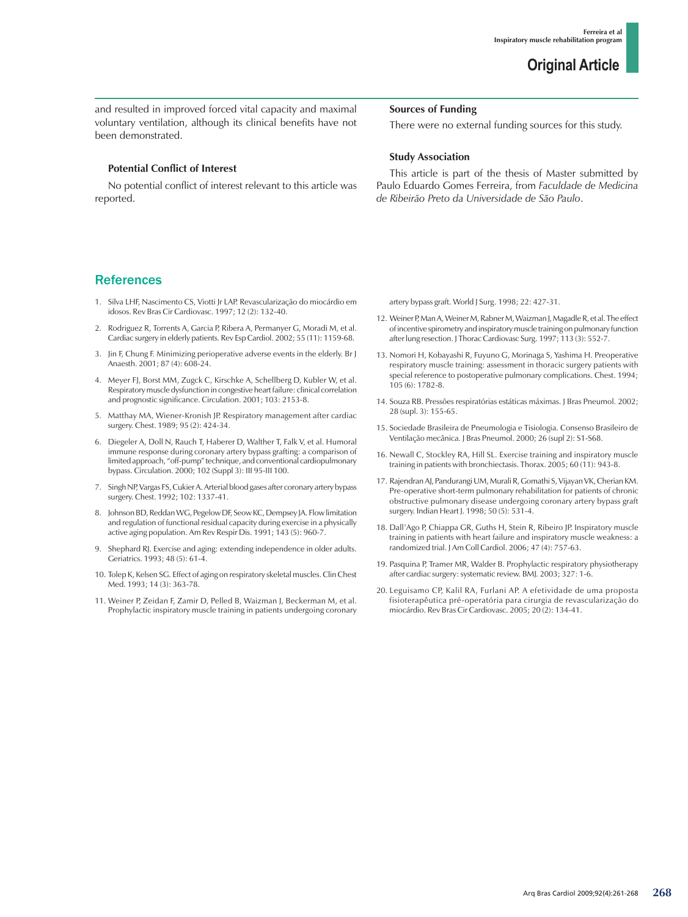and resulted in improved forced vital capacity and maximal voluntary ventilation, although its clinical benefits have not been demonstrated.

### Potential Conflict of Interest

No potential conflict of interest relevant to this article was reported.

### Sources of Funding

There were no external funding sources for this study.

### Study Association

This article is part of the thesis of Master submitted by Paulo Eduardo Gomes Ferreira, from *Faculdade de Medicina de Ribeirão Preto da Universidade de São Paulo*.

## References

1. Silva LHF, Nascimento CS, Viotti Jr LAP. Revascularização do miocárdio em idosos. Rev Bras Cir Cardiovasc. 1997; 12 (2): 132-40.
2. Rodriguez R, Torrents A, Garcia P, Ribera A, Permanyer G, Moradi M, et al. Cardiac surgery in elderly patients. Rev Esp Cardiol. 2002; 55 (11): 1159-68.
3. Jin F, Chung F. Minimizing perioperative adverse events in the elderly. Br J Anaesth. 2001; 87 (4): 608-24.
4. Meyer FJ, Borst MM, Zugck C, Kirschke A, Schellberg D, Kubler W, et al. Respiratory muscle dysfunction in congestive heart failure: clinical correlation and prognostic significance. Circulation. 2001; 103: 2153-8.
5. Matthay MA, Wiener-Kronish JP. Respiratory management after cardiac surgery. Chest. 1989; 95 (2): 424-34.
6. Diegeler A, Doll N, Rauch T, Haberer D, Walther T, Falk V, et al. Humoral immune response during coronary artery bypass grafting: a comparison of limited approach, "off-pump" technique, and conventional cardiopulmonary bypass. Circulation. 2000; 102 (Suppl 3): III 95-III 100.
7. Singh NP, Vargas FS, Cukier A. Arterial blood gases after coronary artery bypass surgery. Chest. 1992; 102: 1337-41.
8. Johnson BD, Reddan WG, Pegelow DF, Seow KC, Dempsey JA. Flow limitation and regulation of functional residual capacity during exercise in a physically active aging population. Am Rev Respir Dis. 1991; 143 (5): 960-7.
9. Shephard RJ. Exercise and aging: extending independence in older adults. Geriatrics. 1993; 48 (5): 61-4.
10. Tolep K, Kelsen SG. Effect of aging on respiratory skeletal muscles. Clin Chest Med. 1993; 14 (3): 363-78.
11. Weiner P, Zeidan F, Zamir D, Pelled B, Waizman J, Beckerman M, et al. Prophylactic inspiratory muscle training in patients undergoing coronary artery bypass graft. World J Surg. 1998; 22: 427-31.
12. Weiner P, Man A, Weiner M, Rabner M, Waizman J, Magadle R, et al. The effect of incentive spirometry and inspiratory muscle training on pulmonary function after lung resection. J Thorac Cardiovasc Surg. 1997; 113 (3): 552-7.
13. Nomori H, Kobayashi R, Fuyuno G, Morinaga S, Yashima H. Preoperative respiratory muscle training: assessment in thoracic surgery patients with special reference to postoperative pulmonary complications. Chest. 1994; 105 (6): 1782-8.
14. Souza RB. Pressões respiratórias estáticas máximas. J Bras Pneumol. 2002; 28 (supl. 3): 155-65.
15. Sociedade Brasileira de Pneumologia e Tisiologia. Consenso Brasileiro de Ventilação mecânica. J Bras Pneumol. 2000; 26 (supl 2): S1-S68.
16. Newall C, Stockley RA, Hill SL. Exercise training and inspiratory muscle training in patients with bronchiectasis. Thorax. 2005; 60 (11): 943-8.
17. Rajendran AJ, Pandurangi UM, Murali R, Gomathi S, Vijayan VK, Cherian KM. Pre-operative short-term pulmonary rehabilitation for patients of chronic obstructive pulmonary disease undergoing coronary artery bypass graft surgery. Indian Heart J. 1998; 50 (5): 531-4.
18. Dall'Ago P, Chiappa GR, Guths H, Stein R, Ribeiro JP. Inspiratory muscle training in patients with heart failure and inspiratory muscle weakness: a randomized trial. J Am Coll Cardiol. 2006; 47 (4): 757-63.
19. Pasquina P, Tramer MR, Walder B. Prophylactic respiratory physiotherapy after cardiac surgery: systematic review. BMJ. 2003; 327: 1-6.
20. Leguisamo CP, Kalil RA, Furlani AP. A efetividade de uma proposta fisioterapêutica pré-operatória para cirurgia de revascularização do miocárdio. Rev Bras Cir Cardiovasc. 2005; 20 (2): 134-41.